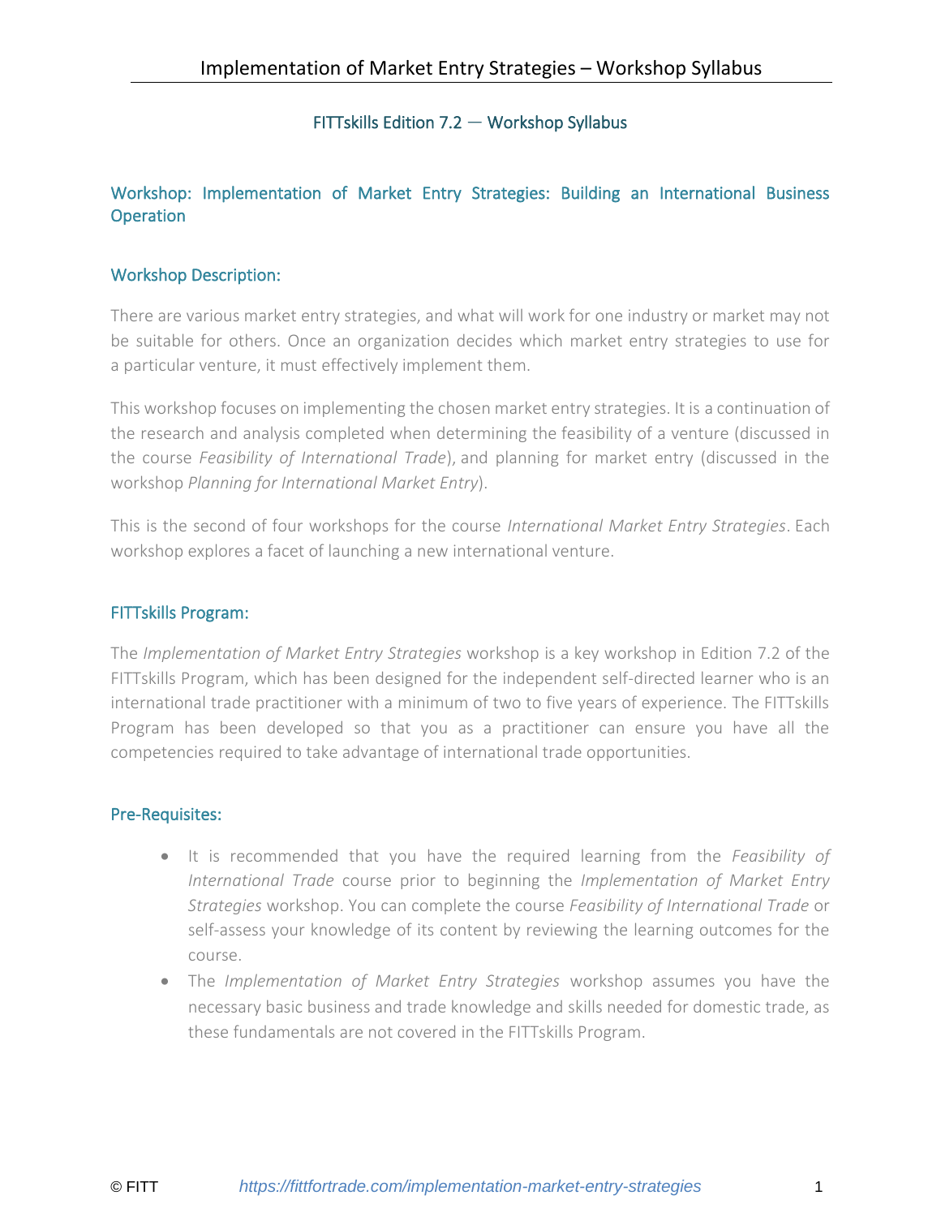FITTskills Edition 7.2 — Workshop Syllabus

## Workshop: Implementation of Market Entry Strategies: Building an International Business Operation

### Workshop Description:

There are various market entry strategies, and what will work for one industry or market may not be suitable for others. Once an organization decides which market entry strategies to use for a particular venture, it must effectively implement them.

This workshop focuses on implementing the chosen market entry strategies. It is a continuation of the research and analysis completed when determining the feasibility of a venture (discussed in the course *Feasibility of International Trade*), and planning for market entry (discussed in the workshop *Planning for International Market Entry*).

This is the second of four workshops for the course *International Market Entry Strategies*. Each workshop explores a facet of launching a new international venture.

### FITTskills Program:

The *Implementation of Market Entry Strategies* workshop is a key workshop in Edition 7.2 of the FITTskills Program, which has been designed for the independent self-directed learner who is an international trade practitioner with a minimum of two to five years of experience. The FITTskills Program has been developed so that you as a practitioner can ensure you have all the competencies required to take advantage of international trade opportunities.

### Pre-Requisites:

- It is recommended that you have the required learning from the *Feasibility of International Trade* course prior to beginning the *Implementation of Market Entry Strategies* workshop. You can complete the course *Feasibility of International Trade* or self-assess your knowledge of its content by reviewing the learning outcomes for the course.
- The *Implementation of Market Entry Strategies* workshop assumes you have the necessary basic business and trade knowledge and skills needed for domestic trade, as these fundamentals are not covered in the FITTskills Program.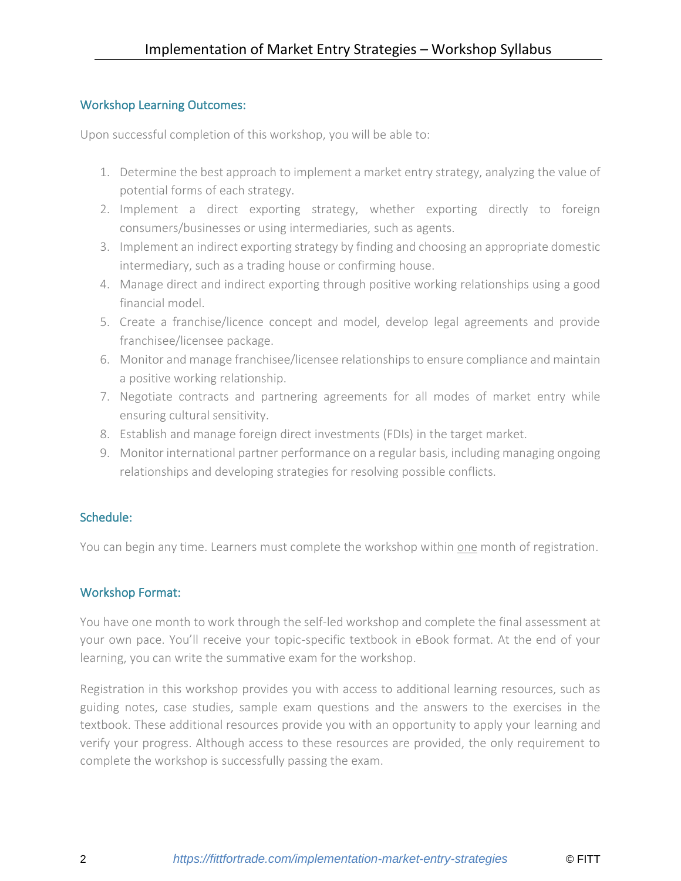## Workshop Learning Outcomes:

Upon successful completion of this workshop, you will be able to:

1. Determine the best approach to implement a market entry strategy, analyzing the value of potential forms of each strategy.
2. Implement a direct exporting strategy, whether exporting directly to foreign consumers/businesses or using intermediaries, such as agents.
3. Implement an indirect exporting strategy by finding and choosing an appropriate domestic intermediary, such as a trading house or confirming house.
4. Manage direct and indirect exporting through positive working relationships using a good financial model.
5. Create a franchise/licence concept and model, develop legal agreements and provide franchisee/licensee package.
6. Monitor and manage franchisee/licensee relationships to ensure compliance and maintain a positive working relationship.
7. Negotiate contracts and partnering agreements for all modes of market entry while ensuring cultural sensitivity.
8. Establish and manage foreign direct investments (FDIs) in the target market.
9. Monitor international partner performance on a regular basis, including managing ongoing relationships and developing strategies for resolving possible conflicts.

## Schedule:

You can begin any time. Learners must complete the workshop within one month of registration.

## Workshop Format:

You have one month to work through the self-led workshop and complete the final assessment at your own pace. You'll receive your topic-specific textbook in eBook format. At the end of your learning, you can write the summative exam for the workshop.

Registration in this workshop provides you with access to additional learning resources, such as guiding notes, case studies, sample exam questions and the answers to the exercises in the textbook. These additional resources provide you with an opportunity to apply your learning and verify your progress. Although access to these resources are provided, the only requirement to complete the workshop is successfully passing the exam.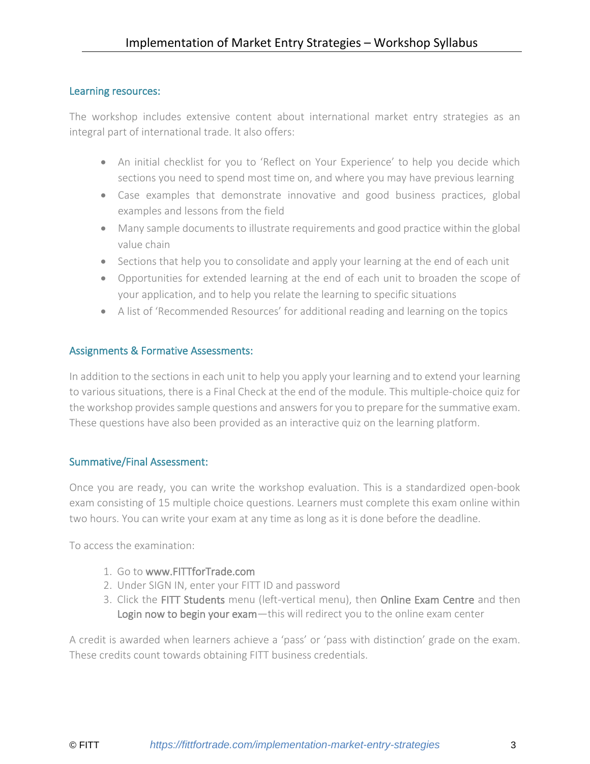### Learning resources:

The workshop includes extensive content about international market entry strategies as an integral part of international trade. It also offers:

- An initial checklist for you to 'Reflect on Your Experience' to help you decide which sections you need to spend most time on, and where you may have previous learning
- Case examples that demonstrate innovative and good business practices, global examples and lessons from the field
- Many sample documents to illustrate requirements and good practice within the global value chain
- Sections that help you to consolidate and apply your learning at the end of each unit
- Opportunities for extended learning at the end of each unit to broaden the scope of your application, and to help you relate the learning to specific situations
- A list of 'Recommended Resources' for additional reading and learning on the topics

### Assignments & Formative Assessments:

In addition to the sections in each unit to help you apply your learning and to extend your learning to various situations, there is a Final Check at the end of the module. This multiple-choice quiz for the workshop provides sample questions and answers for you to prepare for the summative exam. These questions have also been provided as an interactive quiz on the learning platform.

### Summative/Final Assessment:

Once you are ready, you can write the workshop evaluation. This is a standardized open-book exam consisting of 15 multiple choice questions. Learners must complete this exam online within two hours. You can write your exam at any time as long as it is done before the deadline.

To access the examination:

1. Go to www.FITTforTrade.com
2. Under SIGN IN, enter your FITT ID and password
3. Click the FITT Students menu (left-vertical menu), then Online Exam Centre and then Login now to begin your exam—this will redirect you to the online exam center

A credit is awarded when learners achieve a 'pass' or 'pass with distinction' grade on the exam. These credits count towards obtaining FITT business credentials.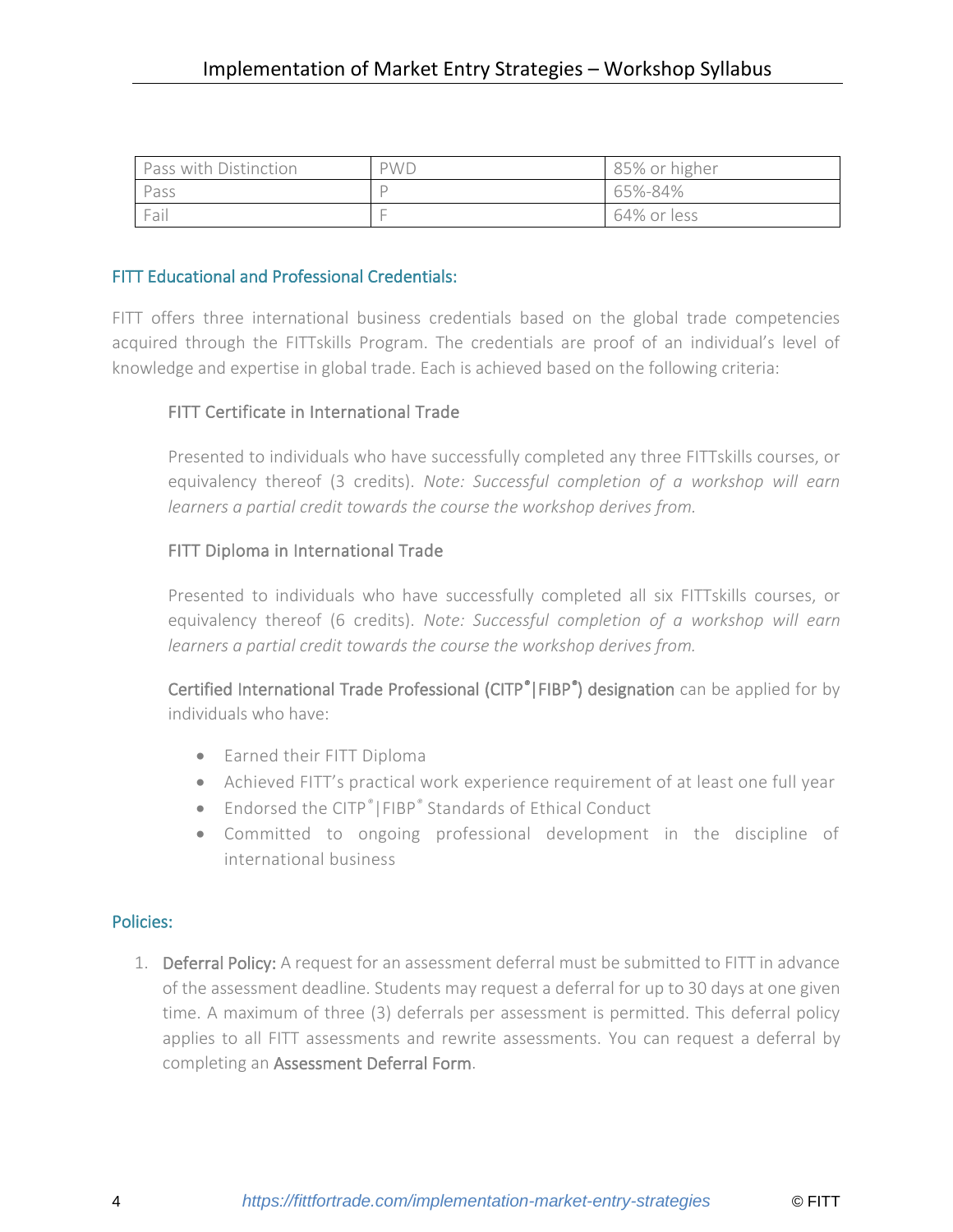| Pass with Distinction | PWD | 85% or higher |
|---|---|---|
| Pass | P | 65%-84% |
| Fail | F | 64% or less |

## FITT Educational and Professional Credentials:

FITT offers three international business credentials based on the global trade competencies acquired through the FITTskills Program. The credentials are proof of an individual's level of knowledge and expertise in global trade. Each is achieved based on the following criteria:

### FITT Certificate in International Trade

Presented to individuals who have successfully completed any three FITTskills courses, or equivalency thereof (3 credits). *Note: Successful completion of a workshop will earn learners a partial credit towards the course the workshop derives from.*

### FITT Diploma in International Trade

Presented to individuals who have successfully completed all six FITTskills courses, or equivalency thereof (6 credits). *Note: Successful completion of a workshop will earn learners a partial credit towards the course the workshop derives from.*

**Certified International Trade Professional (CITP®|FIBP®) designation** can be applied for by individuals who have:

- Earned their FITT Diploma
- Achieved FITT's practical work experience requirement of at least one full year
- Endorsed the CITP®|FIBP® Standards of Ethical Conduct
- Committed to ongoing professional development in the discipline of international business

## Policies:

1. **Deferral Policy:** A request for an assessment deferral must be submitted to FITT in advance of the assessment deadline. Students may request a deferral for up to 30 days at one given time. A maximum of three (3) deferrals per assessment is permitted. This deferral policy applies to all FITT assessments and rewrite assessments. You can request a deferral by completing an **Assessment Deferral Form**.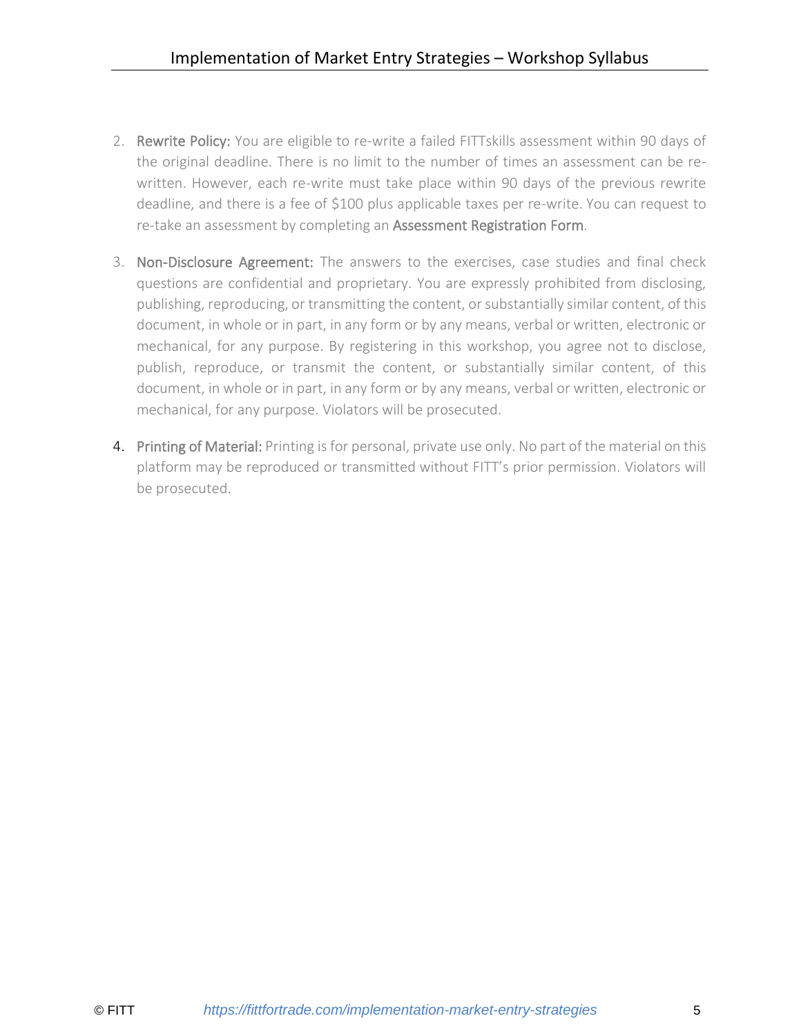2. **Rewrite Policy:** You are eligible to re-write a failed FITTskills assessment within 90 days of the original deadline. There is no limit to the number of times an assessment can be re-written. However, each re-write must take place within 90 days of the previous rewrite deadline, and there is a fee of $100 plus applicable taxes per re-write. You can request to re-take an assessment by completing an **Assessment Registration Form**.

3. **Non-Disclosure Agreement:** The answers to the exercises, case studies and final check questions are confidential and proprietary. You are expressly prohibited from disclosing, publishing, reproducing, or transmitting the content, or substantially similar content, of this document, in whole or in part, in any form or by any means, verbal or written, electronic or mechanical, for any purpose. By registering in this workshop, you agree not to disclose, publish, reproduce, or transmit the content, or substantially similar content, of this document, in whole or in part, in any form or by any means, verbal or written, electronic or mechanical, for any purpose. Violators will be prosecuted.

4. **Printing of Material:** Printing is for personal, private use only. No part of the material on this platform may be reproduced or transmitted without FITT's prior permission. Violators will be prosecuted.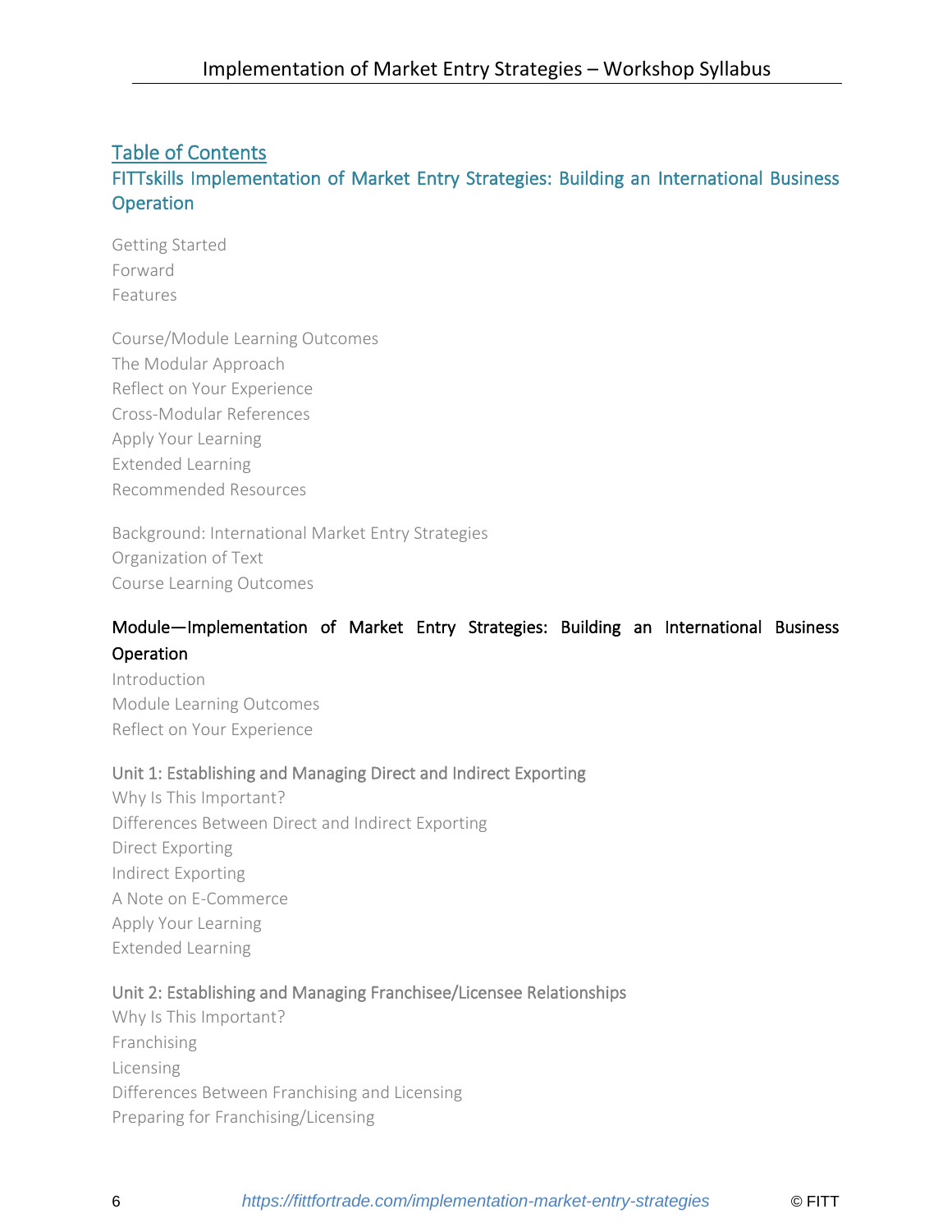## Table of Contents

### FITTskills Implementation of Market Entry Strategies: Building an International Business Operation

Getting Started
Forward
Features

Course/Module Learning Outcomes
The Modular Approach
Reflect on Your Experience
Cross-Modular References
Apply Your Learning
Extended Learning
Recommended Resources

Background: International Market Entry Strategies
Organization of Text
Course Learning Outcomes

### Module—Implementation of Market Entry Strategies: Building an International Business Operation

Introduction
Module Learning Outcomes
Reflect on Your Experience

#### Unit 1: Establishing and Managing Direct and Indirect Exporting

Why Is This Important?
Differences Between Direct and Indirect Exporting
Direct Exporting
Indirect Exporting
A Note on E-Commerce
Apply Your Learning
Extended Learning

#### Unit 2: Establishing and Managing Franchisee/Licensee Relationships

Why Is This Important?
Franchising
Licensing
Differences Between Franchising and Licensing
Preparing for Franchising/Licensing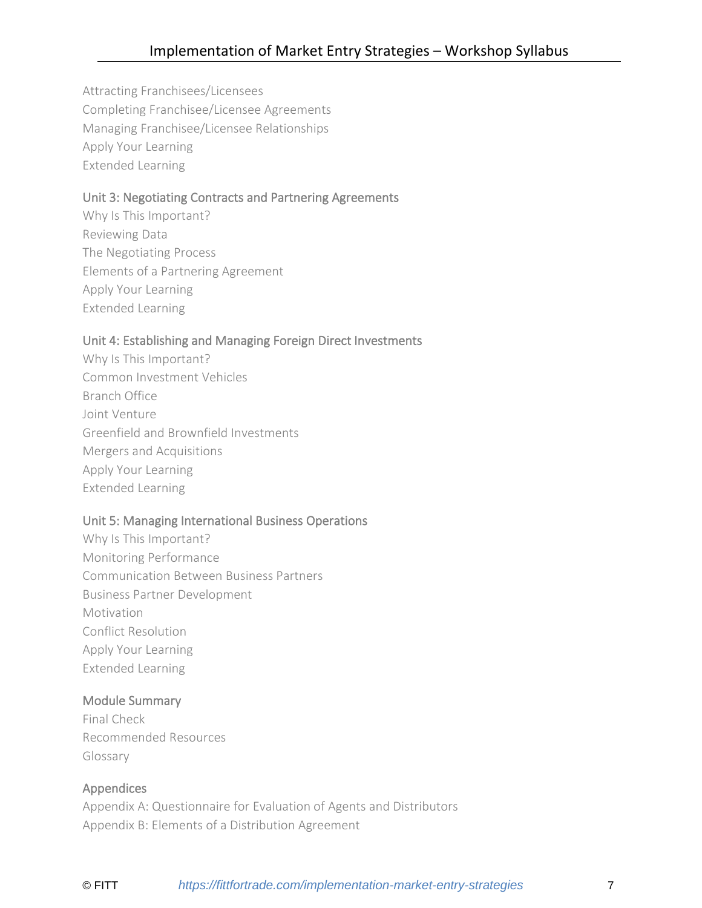Attracting Franchisees/Licensees
Completing Franchisee/Licensee Agreements
Managing Franchisee/Licensee Relationships
Apply Your Learning
Extended Learning

### Unit 3: Negotiating Contracts and Partnering Agreements

Why Is This Important?
Reviewing Data
The Negotiating Process
Elements of a Partnering Agreement
Apply Your Learning
Extended Learning

### Unit 4: Establishing and Managing Foreign Direct Investments

Why Is This Important?
Common Investment Vehicles
Branch Office
Joint Venture
Greenfield and Brownfield Investments
Mergers and Acquisitions
Apply Your Learning
Extended Learning

### Unit 5: Managing International Business Operations

Why Is This Important?
Monitoring Performance
Communication Between Business Partners
Business Partner Development
Motivation
Conflict Resolution
Apply Your Learning
Extended Learning

### Module Summary

Final Check
Recommended Resources
Glossary

### Appendices

Appendix A: Questionnaire for Evaluation of Agents and Distributors
Appendix B: Elements of a Distribution Agreement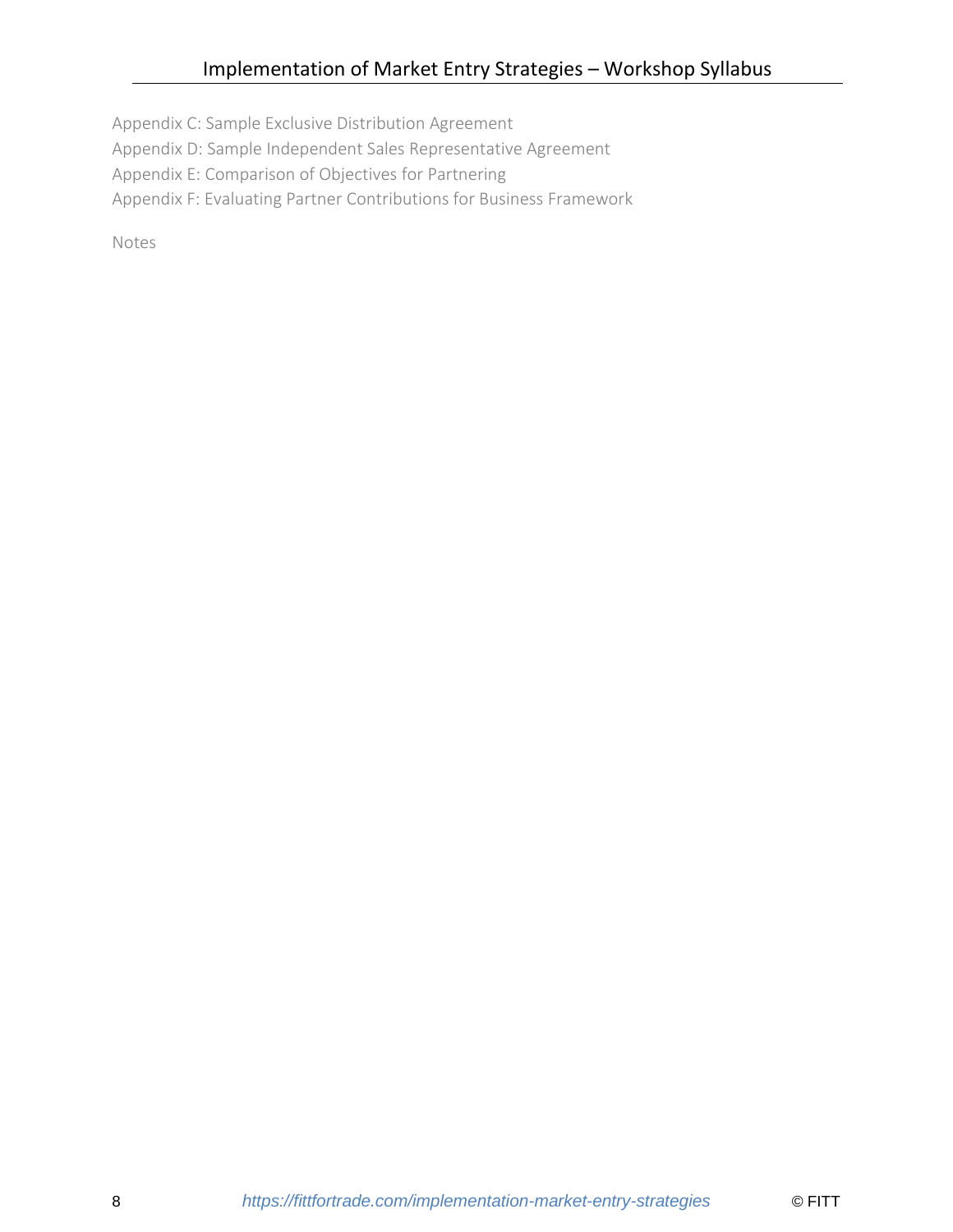Appendix C: Sample Exclusive Distribution Agreement

Appendix D: Sample Independent Sales Representative Agreement

Appendix E: Comparison of Objectives for Partnering

Appendix F: Evaluating Partner Contributions for Business Framework

Notes